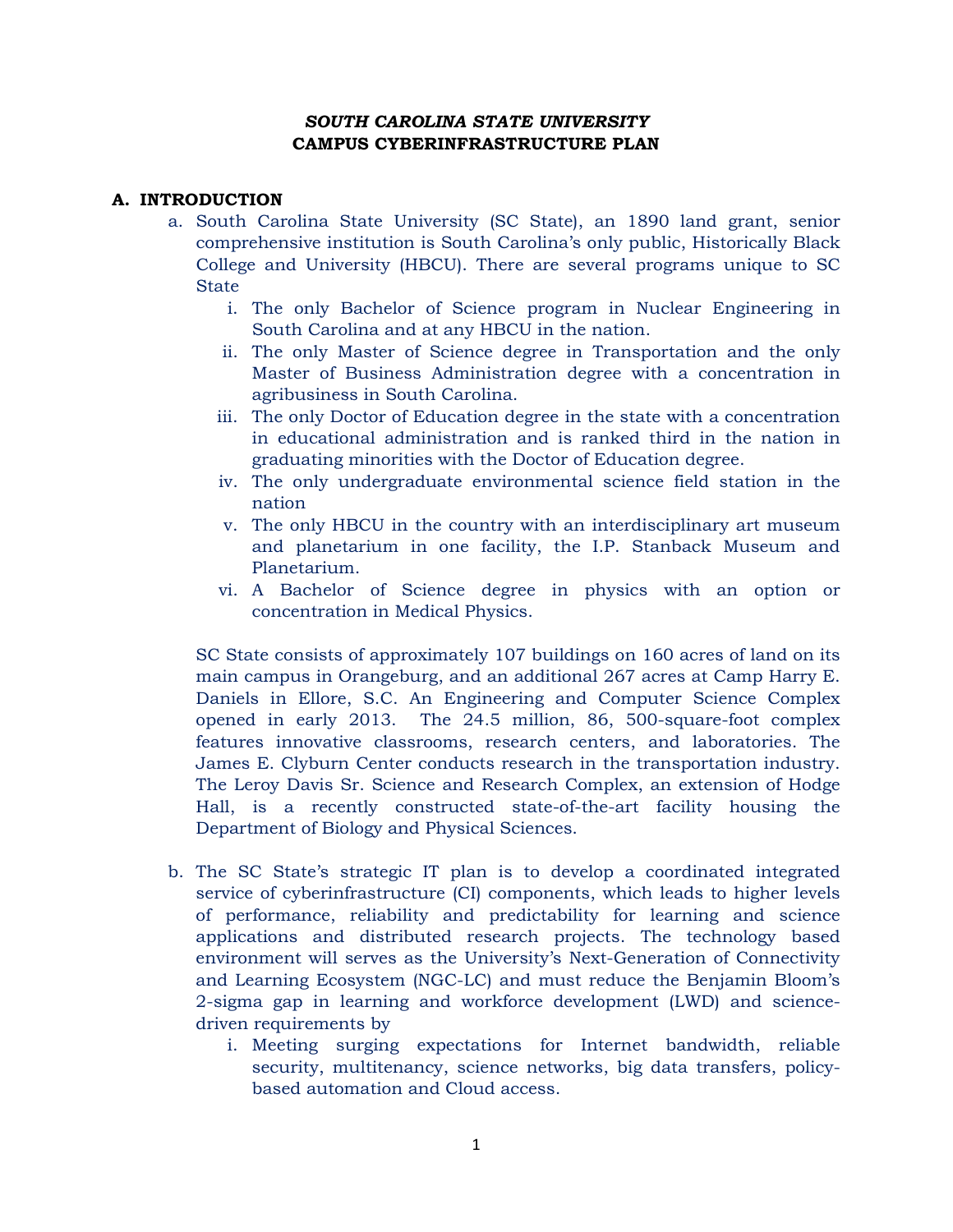# *SOUTH CAROLINA STATE UNIVERSITY*
# CAMPUS CYBERINFRASTRUCTURE PLAN

## A. INTRODUCTION

a. South Carolina State University (SC State), an 1890 land grant, senior comprehensive institution is South Carolina's only public, Historically Black College and University (HBCU). There are several programs unique to SC State

   i. The only Bachelor of Science program in Nuclear Engineering in South Carolina and at any HBCU in the nation.
   ii. The only Master of Science degree in Transportation and the only Master of Business Administration degree with a concentration in agribusiness in South Carolina.
   iii. The only Doctor of Education degree in the state with a concentration in educational administration and is ranked third in the nation in graduating minorities with the Doctor of Education degree.
   iv. The only undergraduate environmental science field station in the nation
   v. The only HBCU in the country with an interdisciplinary art museum and planetarium in one facility, the I.P. Stanback Museum and Planetarium.
   vi. A Bachelor of Science degree in physics with an option or concentration in Medical Physics.

   SC State consists of approximately 107 buildings on 160 acres of land on its main campus in Orangeburg, and an additional 267 acres at Camp Harry E. Daniels in Ellore, S.C. An Engineering and Computer Science Complex opened in early 2013. The 24.5 million, 86, 500-square-foot complex features innovative classrooms, research centers, and laboratories. The James E. Clyburn Center conducts research in the transportation industry. The Leroy Davis Sr. Science and Research Complex, an extension of Hodge Hall, is a recently constructed state-of-the-art facility housing the Department of Biology and Physical Sciences.

b. The SC State's strategic IT plan is to develop a coordinated integrated service of cyberinfrastructure (CI) components, which leads to higher levels of performance, reliability and predictability for learning and science applications and distributed research projects. The technology based environment will serves as the University's Next-Generation of Connectivity and Learning Ecosystem (NGC-LC) and must reduce the Benjamin Bloom's 2-sigma gap in learning and workforce development (LWD) and science-driven requirements by

   i. Meeting surging expectations for Internet bandwidth, reliable security, multitenancy, science networks, big data transfers, policy-based automation and Cloud access.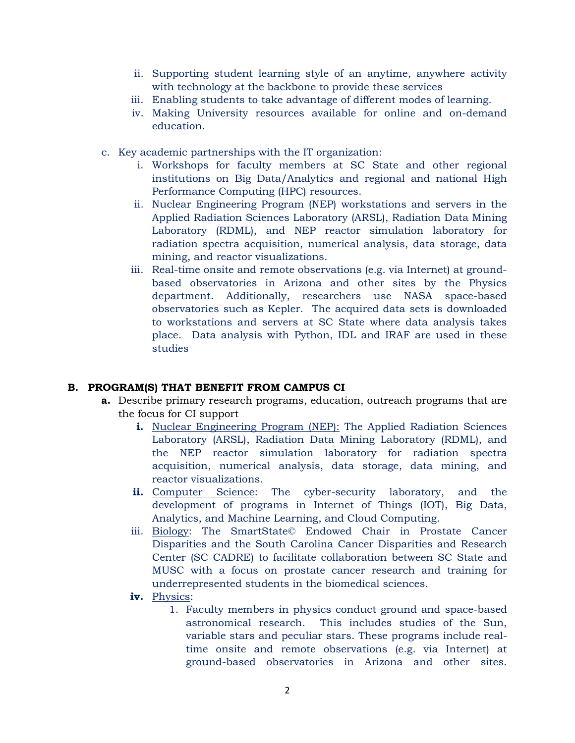ii. Supporting student learning style of an anytime, anywhere activity with technology at the backbone to provide these services
iii. Enabling students to take advantage of different modes of learning.
iv. Making University resources available for online and on-demand education.

c. Key academic partnerships with the IT organization:
   i. Workshops for faculty members at SC State and other regional institutions on Big Data/Analytics and regional and national High Performance Computing (HPC) resources.
   ii. Nuclear Engineering Program (NEP) workstations and servers in the Applied Radiation Sciences Laboratory (ARSL), Radiation Data Mining Laboratory (RDML), and NEP reactor simulation laboratory for radiation spectra acquisition, numerical analysis, data storage, data mining, and reactor visualizations.
   iii. Real-time onsite and remote observations (e.g. via Internet) at ground-based observatories in Arizona and other sites by the Physics department. Additionally, researchers use NASA space-based observatories such as Kepler. The acquired data sets is downloaded to workstations and servers at SC State where data analysis takes place. Data analysis with Python, IDL and IRAF are used in these studies

## B. PROGRAM(S) THAT BENEFIT FROM CAMPUS CI

**a.** Describe primary research programs, education, outreach programs that are the focus for CI support

   **i.** Nuclear Engineering Program (NEP): The Applied Radiation Sciences Laboratory (ARSL), Radiation Data Mining Laboratory (RDML), and the NEP reactor simulation laboratory for radiation spectra acquisition, numerical analysis, data storage, data mining, and reactor visualizations.

   **ii.** Computer Science: The cyber-security laboratory, and the development of programs in Internet of Things (IOT), Big Data, Analytics, and Machine Learning, and Cloud Computing.

   iii. Biology: The SmartState© Endowed Chair in Prostate Cancer Disparities and the South Carolina Cancer Disparities and Research Center (SC CADRE) to facilitate collaboration between SC State and MUSC with a focus on prostate cancer research and training for underrepresented students in the biomedical sciences.

   **iv.** Physics:
      1. Faculty members in physics conduct ground and space-based astronomical research. This includes studies of the Sun, variable stars and peculiar stars. These programs include real-time onsite and remote observations (e.g. via Internet) at ground-based observatories in Arizona and other sites.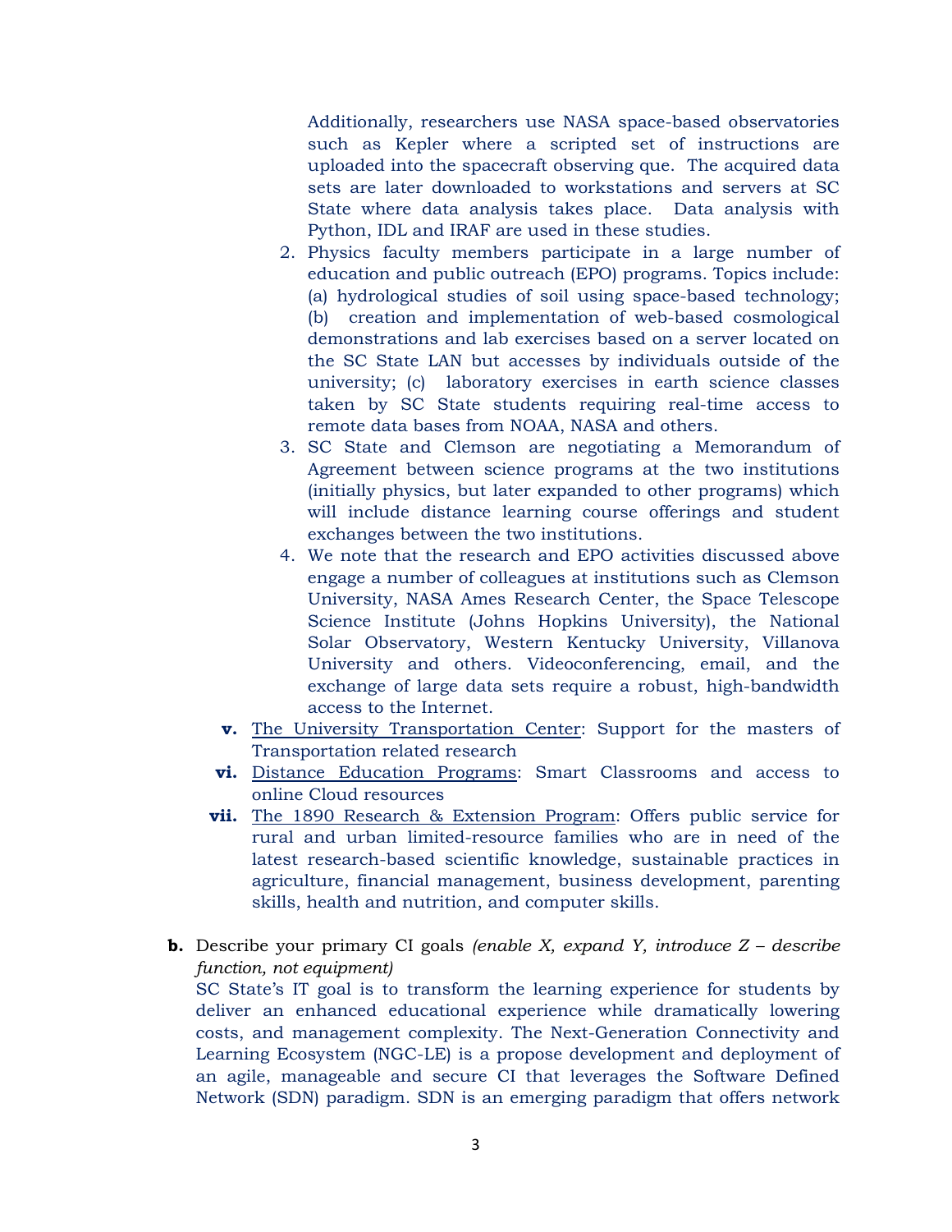Additionally, researchers use NASA space-based observatories such as Kepler where a scripted set of instructions are uploaded into the spacecraft observing que. The acquired data sets are later downloaded to workstations and servers at SC State where data analysis takes place. Data analysis with Python, IDL and IRAF are used in these studies.

2. Physics faculty members participate in a large number of education and public outreach (EPO) programs. Topics include: (a) hydrological studies of soil using space-based technology; (b) creation and implementation of web-based cosmological demonstrations and lab exercises based on a server located on the SC State LAN but accesses by individuals outside of the university; (c) laboratory exercises in earth science classes taken by SC State students requiring real-time access to remote data bases from NOAA, NASA and others.
3. SC State and Clemson are negotiating a Memorandum of Agreement between science programs at the two institutions (initially physics, but later expanded to other programs) which will include distance learning course offerings and student exchanges between the two institutions.
4. We note that the research and EPO activities discussed above engage a number of colleagues at institutions such as Clemson University, NASA Ames Research Center, the Space Telescope Science Institute (Johns Hopkins University), the National Solar Observatory, Western Kentucky University, Villanova University and others. Videoconferencing, email, and the exchange of large data sets require a robust, high-bandwidth access to the Internet.

**v.** The University Transportation Center: Support for the masters of Transportation related research

**vi.** Distance Education Programs: Smart Classrooms and access to online Cloud resources

**vii.** The 1890 Research & Extension Program: Offers public service for rural and urban limited-resource families who are in need of the latest research-based scientific knowledge, sustainable practices in agriculture, financial management, business development, parenting skills, health and nutrition, and computer skills.

**b.** Describe your primary CI goals *(enable X, expand Y, introduce Z – describe function, not equipment)*

SC State's IT goal is to transform the learning experience for students by deliver an enhanced educational experience while dramatically lowering costs, and management complexity. The Next-Generation Connectivity and Learning Ecosystem (NGC-LE) is a propose development and deployment of an agile, manageable and secure CI that leverages the Software Defined Network (SDN) paradigm. SDN is an emerging paradigm that offers network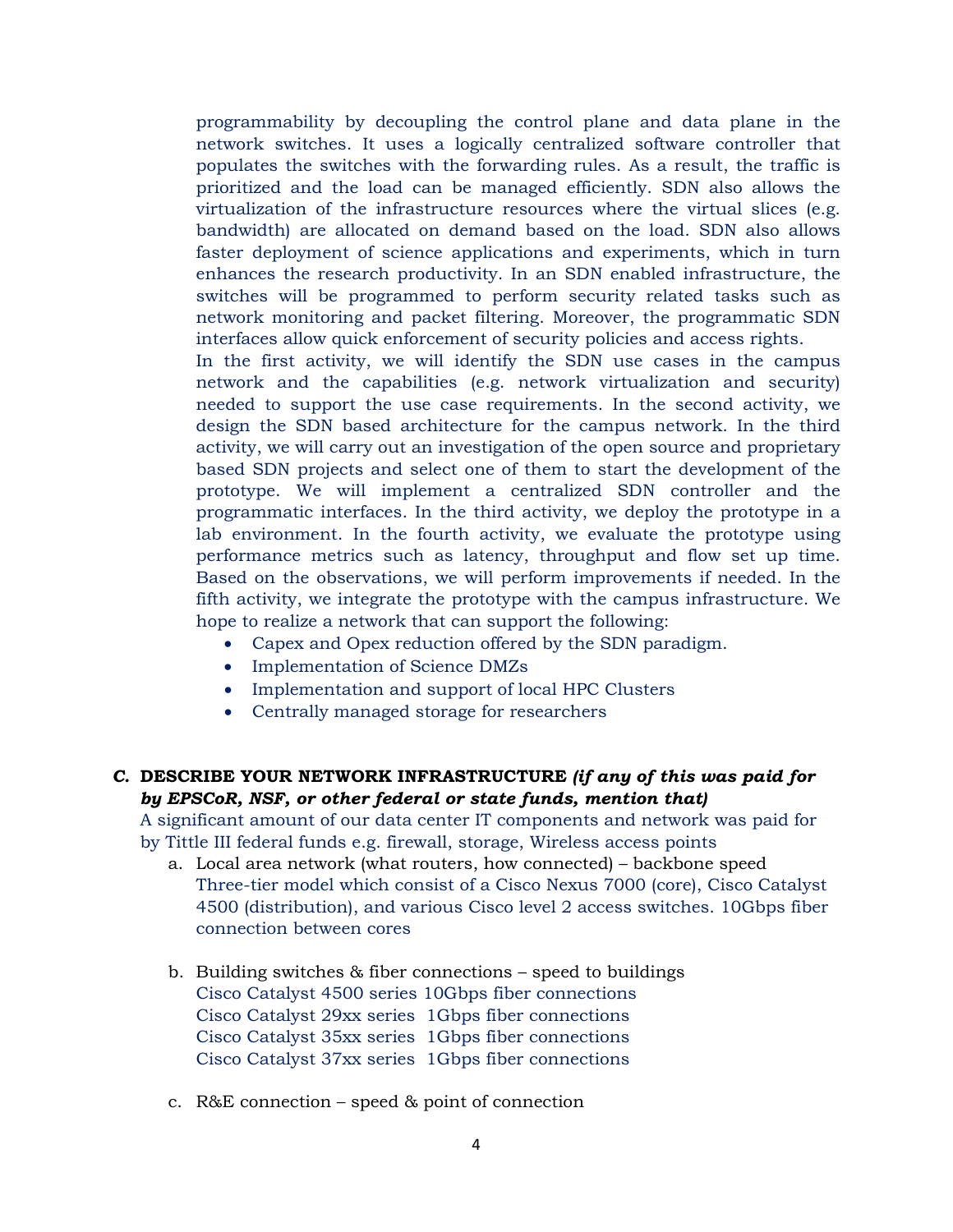programmability by decoupling the control plane and data plane in the network switches. It uses a logically centralized software controller that populates the switches with the forwarding rules. As a result, the traffic is prioritized and the load can be managed efficiently. SDN also allows the virtualization of the infrastructure resources where the virtual slices (e.g. bandwidth) are allocated on demand based on the load. SDN also allows faster deployment of science applications and experiments, which in turn enhances the research productivity. In an SDN enabled infrastructure, the switches will be programmed to perform security related tasks such as network monitoring and packet filtering. Moreover, the programmatic SDN interfaces allow quick enforcement of security policies and access rights.

In the first activity, we will identify the SDN use cases in the campus network and the capabilities (e.g. network virtualization and security) needed to support the use case requirements. In the second activity, we design the SDN based architecture for the campus network. In the third activity, we will carry out an investigation of the open source and proprietary based SDN projects and select one of them to start the development of the prototype. We will implement a centralized SDN controller and the programmatic interfaces. In the third activity, we deploy the prototype in a lab environment. In the fourth activity, we evaluate the prototype using performance metrics such as latency, throughput and flow set up time. Based on the observations, we will perform improvements if needed. In the fifth activity, we integrate the prototype with the campus infrastructure. We hope to realize a network that can support the following:

- Capex and Opex reduction offered by the SDN paradigm.
- Implementation of Science DMZs
- Implementation and support of local HPC Clusters
- Centrally managed storage for researchers

### C. DESCRIBE YOUR NETWORK INFRASTRUCTURE *(if any of this was paid for by EPSCoR, NSF, or other federal or state funds, mention that)*

A significant amount of our data center IT components and network was paid for by Tittle III federal funds e.g. firewall, storage, Wireless access points

a. Local area network (what routers, how connected) – backbone speed
   Three-tier model which consist of a Cisco Nexus 7000 (core), Cisco Catalyst 4500 (distribution), and various Cisco level 2 access switches. 10Gbps fiber connection between cores

b. Building switches & fiber connections – speed to buildings
   Cisco Catalyst 4500 series 10Gbps fiber connections
   Cisco Catalyst 29xx series 1Gbps fiber connections
   Cisco Catalyst 35xx series 1Gbps fiber connections
   Cisco Catalyst 37xx series 1Gbps fiber connections

c. R&E connection – speed & point of connection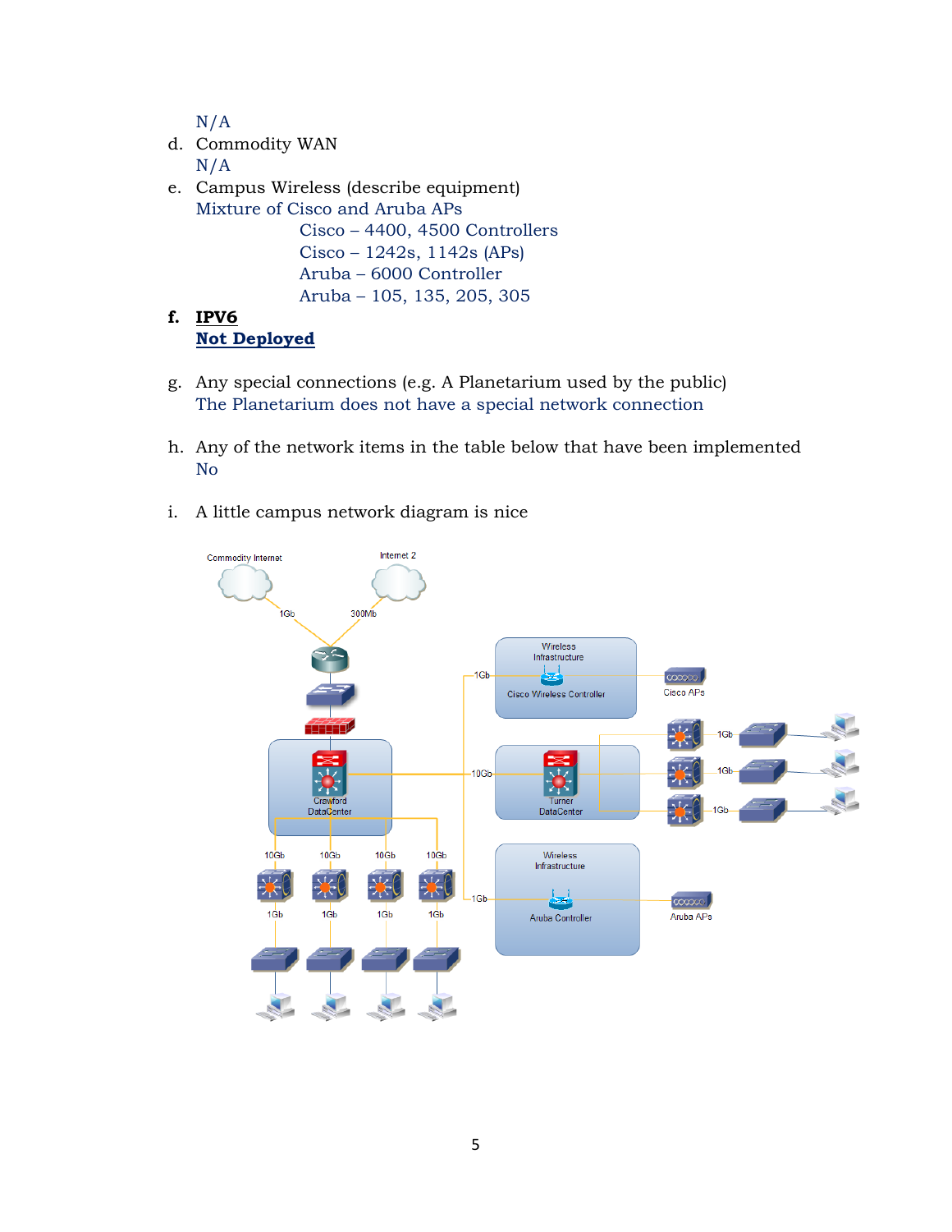N/A

d. Commodity WAN

N/A

e. Campus Wireless (describe equipment)

Mixture of Cisco and Aruba APs

Cisco – 4400, 4500 Controllers
Cisco – 1242s, 1142s (APs)
Aruba – 6000 Controller
Aruba – 105, 135, 205, 305

**f. IPV6**

**Not Deployed**

g. Any special connections (e.g. A Planetarium used by the public)

The Planetarium does not have a special network connection

h. Any of the network items in the table below that have been implemented

No

i. A little campus network diagram is nice

Commodity Internet
Internet 2
1Gb
300Mb
Wireless Infrastructure
Cisco Wireless Controller
Cisco APs
1Gb
10Gb
Crawford DataCenter
Turner DataCenter
1Gb
1Gb
1Gb
10Gb
10Gb
10Gb
10Gb
1Gb
1Gb
1Gb
1Gb
1Gb
Wireless Infrastructure
Aruba Controller
Aruba APs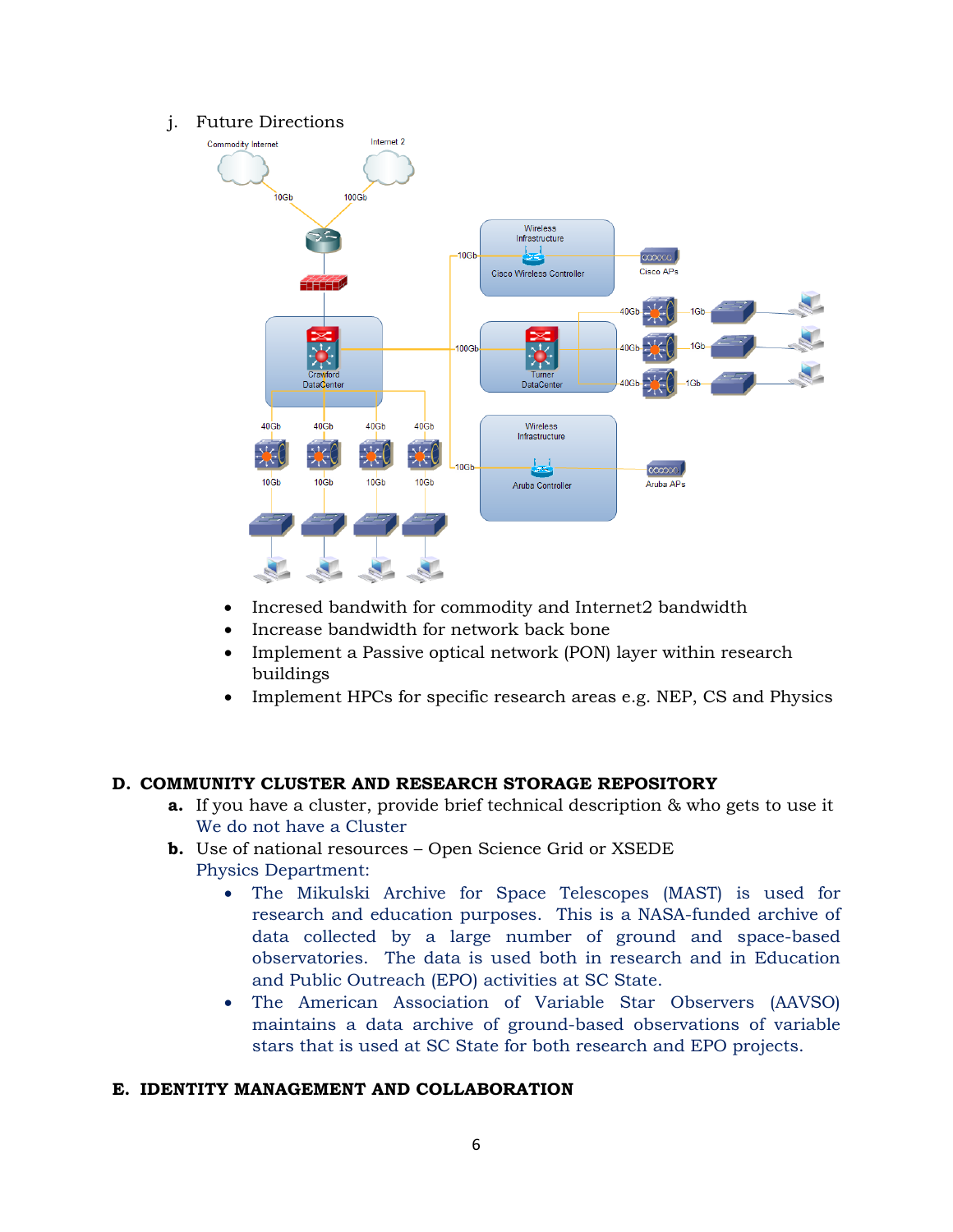j. Future Directions

Commodity Internet
Internet 2
10Gb
100Gb
Wireless Infrastructure
Cisco Wireless Controller
Cisco APs
10Gb
40Gb
1Gb
40Gb
1Gb
100Gb
Crawford DataCenter
Turner DataCenter
40Gb
1Gb
40Gb
40Gb
40Gb
40Gb
Wireless Infrastructure
10Gb
Aruba Controller
Aruba APs
10Gb
10Gb
10Gb
10Gb

- Incresed bandwith for commodity and Internet2 bandwith
- Increase bandwidth for network back bone
- Implement a Passive optical network (PON) layer within research buildings
- Implement HPCs for specific research areas e.g. NEP, CS and Physics

## D. COMMUNITY CLUSTER AND RESEARCH STORAGE REPOSITORY

**a.** If you have a cluster, provide brief technical description & who gets to use it
We do not have a Cluster

**b.** Use of national resources – Open Science Grid or XSEDE
Physics Department:

- The Mikulski Archive for Space Telescopes (MAST) is used for research and education purposes. This is a NASA-funded archive of data collected by a large number of ground and space-based observatories. The data is used both in research and in Education and Public Outreach (EPO) activities at SC State.
- The American Association of Variable Star Observers (AAVSO) maintains a data archive of ground-based observations of variable stars that is used at SC State for both research and EPO projects.

## E. IDENTITY MANAGEMENT AND COLLABORATION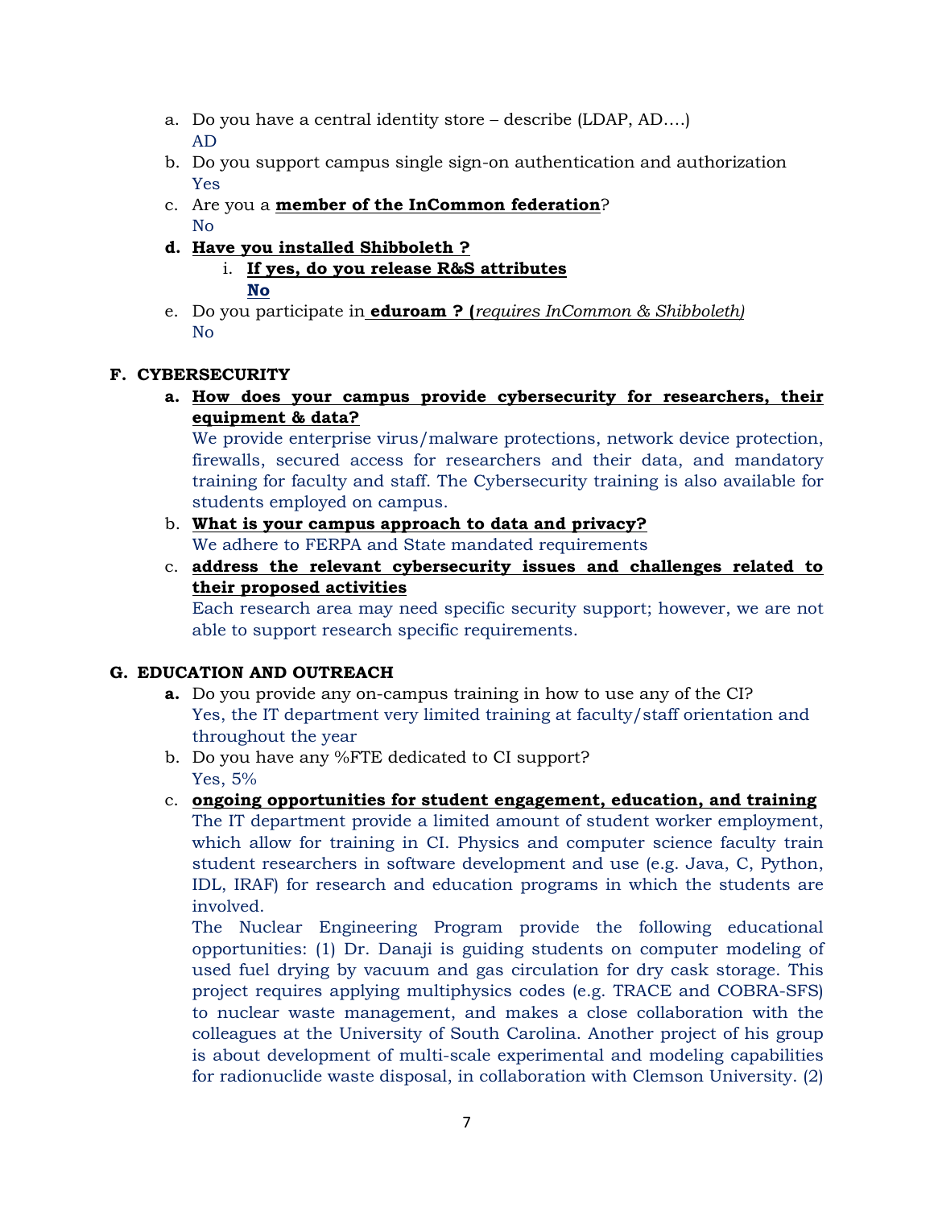a. Do you have a central identity store – describe (LDAP, AD….)
   AD
b. Do you support campus single sign-on authentication and authorization
   Yes
c. Are you a **member of the InCommon federation**?
   No
d. **Have you installed Shibboleth ?**
   i. **If yes, do you release R&S attributes**
      **No**
e. Do you participate in **eduroam ? (*requires InCommon & Shibboleth*)**
   No

## F. CYBERSECURITY

a. **How does your campus provide cybersecurity for researchers, their equipment & data?**
   We provide enterprise virus/malware protections, network device protection, firewalls, secured access for researchers and their data, and mandatory training for faculty and staff. The Cybersecurity training is also available for students employed on campus.
b. **What is your campus approach to data and privacy?**
   We adhere to FERPA and State mandated requirements
c. **address the relevant cybersecurity issues and challenges related to their proposed activities**
   Each research area may need specific security support; however, we are not able to support research specific requirements.

## G. EDUCATION AND OUTREACH

a. Do you provide any on-campus training in how to use any of the CI?
   Yes, the IT department very limited training at faculty/staff orientation and throughout the year
b. Do you have any %FTE dedicated to CI support?
   Yes, 5%
c. **ongoing opportunities for student engagement, education, and training**
   The IT department provide a limited amount of student worker employment, which allow for training in CI. Physics and computer science faculty train student researchers in software development and use (e.g. Java, C, Python, IDL, IRAF) for research and education programs in which the students are involved.
   The Nuclear Engineering Program provide the following educational opportunities: (1) Dr. Danaji is guiding students on computer modeling of used fuel drying by vacuum and gas circulation for dry cask storage. This project requires applying multiphysics codes (e.g. TRACE and COBRA-SFS) to nuclear waste management, and makes a close collaboration with the colleagues at the University of South Carolina. Another project of his group is about development of multi-scale experimental and modeling capabilities for radionuclide waste disposal, in collaboration with Clemson University. (2)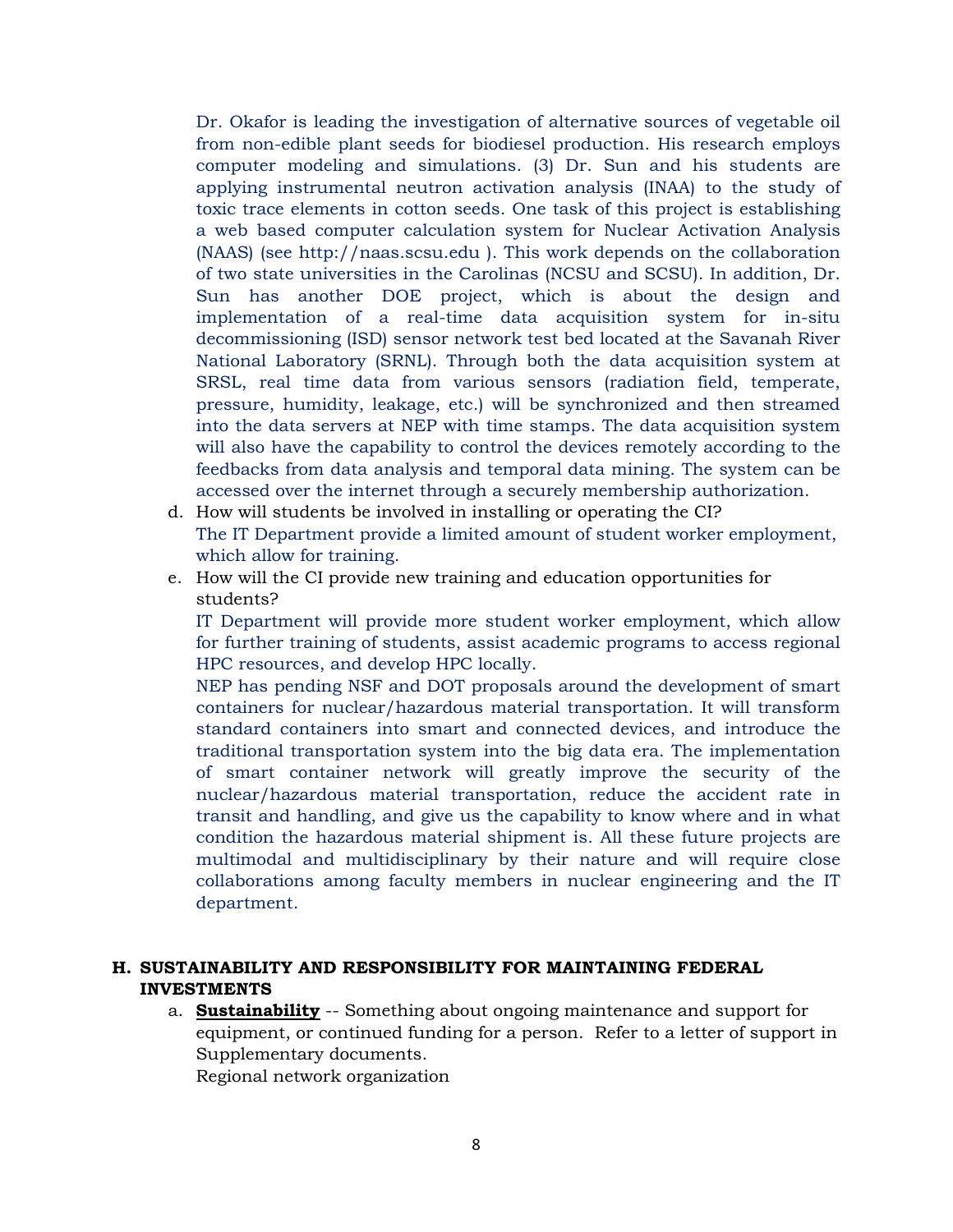Dr. Okafor is leading the investigation of alternative sources of vegetable oil from non-edible plant seeds for biodiesel production. His research employs computer modeling and simulations. (3) Dr. Sun and his students are applying instrumental neutron activation analysis (INAA) to the study of toxic trace elements in cotton seeds. One task of this project is establishing a web based computer calculation system for Nuclear Activation Analysis (NAAS) (see http://naas.scsu.edu ). This work depends on the collaboration of two state universities in the Carolinas (NCSU and SCSU). In addition, Dr. Sun has another DOE project, which is about the design and implementation of a real-time data acquisition system for in-situ decommissioning (ISD) sensor network test bed located at the Savanah River National Laboratory (SRNL). Through both the data acquisition system at SRSL, real time data from various sensors (radiation field, temperate, pressure, humidity, leakage, etc.) will be synchronized and then streamed into the data servers at NEP with time stamps. The data acquisition system will also have the capability to control the devices remotely according to the feedbacks from data analysis and temporal data mining. The system can be accessed over the internet through a securely membership authorization.

d. How will students be involved in installing or operating the CI?
   The IT Department provide a limited amount of student worker employment, which allow for training.

e. How will the CI provide new training and education opportunities for students?
   IT Department will provide more student worker employment, which allow for further training of students, assist academic programs to access regional HPC resources, and develop HPC locally.
   NEP has pending NSF and DOT proposals around the development of smart containers for nuclear/hazardous material transportation. It will transform standard containers into smart and connected devices, and introduce the traditional transportation system into the big data era. The implementation of smart container network will greatly improve the security of the nuclear/hazardous material transportation, reduce the accident rate in transit and handling, and give us the capability to know where and in what condition the hazardous material shipment is. All these future projects are multimodal and multidisciplinary by their nature and will require close collaborations among faculty members in nuclear engineering and the IT department.

## H. SUSTAINABILITY AND RESPONSIBILITY FOR MAINTAINING FEDERAL INVESTMENTS

a. **Sustainability** -- Something about ongoing maintenance and support for equipment, or continued funding for a person. Refer to a letter of support in Supplementary documents.
   Regional network organization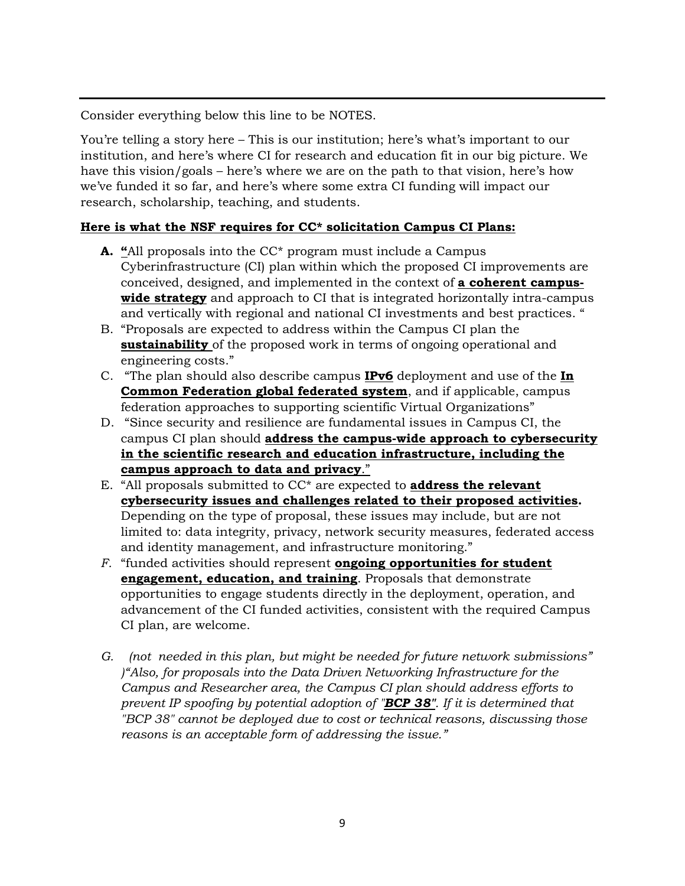---

Consider everything below this line to be NOTES.

You're telling a story here – This is our institution; here's what's important to our institution, and here's where CI for research and education fit in our big picture. We have this vision/goals – here's where we are on the path to that vision, here's how we've funded it so far, and here's where some extra CI funding will impact our research, scholarship, teaching, and students.

**Here is what the NSF requires for CC* solicitation Campus CI Plans:**

A. "All proposals into the CC* program must include a Campus Cyberinfrastructure (CI) plan within which the proposed CI improvements are conceived, designed, and implemented in the context of **a coherent campus-wide strategy** and approach to CI that is integrated horizontally intra-campus and vertically with regional and national CI investments and best practices. "

B. "Proposals are expected to address within the Campus CI plan the **sustainability** of the proposed work in terms of ongoing operational and engineering costs."

C. "The plan should also describe campus **IPv6** deployment and use of the **In Common Federation global federated system**, and if applicable, campus federation approaches to supporting scientific Virtual Organizations"

D. "Since security and resilience are fundamental issues in Campus CI, the campus CI plan should **address the campus-wide approach to cybersecurity in the scientific research and education infrastructure, including the campus approach to data and privacy**."

E. "All proposals submitted to CC* are expected to **address the relevant cybersecurity issues and challenges related to their proposed activities.** Depending on the type of proposal, these issues may include, but are not limited to: data integrity, privacy, network security measures, federated access and identity management, and infrastructure monitoring."

*F.* "funded activities should represent **ongoing opportunities for student engagement, education, and training**. Proposals that demonstrate opportunities to engage students directly in the deployment, operation, and advancement of the CI funded activities, consistent with the required Campus CI plan, are welcome.

*G. (not needed in this plan, but might be needed for future network submissions" )"Also, for proposals into the Data Driven Networking Infrastructure for the Campus and Researcher area, the Campus CI plan should address efforts to prevent IP spoofing by potential adoption of "**BCP 38**". If it is determined that "BCP 38" cannot be deployed due to cost or technical reasons, discussing those reasons is an acceptable form of addressing the issue."*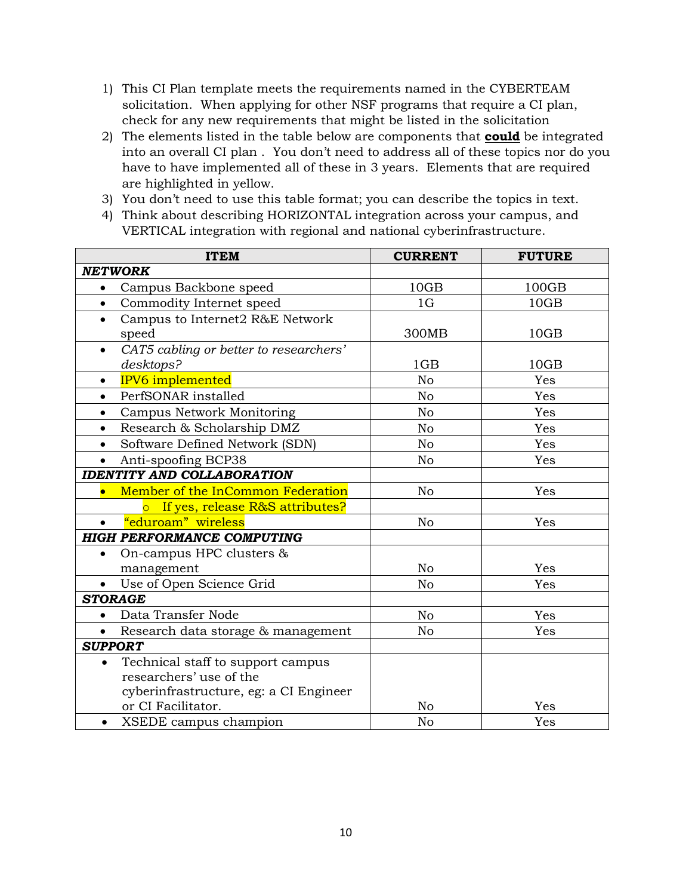1) This CI Plan template meets the requirements named in the CYBERTEAM solicitation. When applying for other NSF programs that require a CI plan, check for any new requirements that might be listed in the solicitation
2) The elements listed in the table below are components that **could** be integrated into an overall CI plan . You don't need to address all of these topics nor do you have to have implemented all of these in 3 years. Elements that are required are highlighted in yellow.
3) You don't need to use this table format; you can describe the topics in text.
4) Think about describing HORIZONTAL integration across your campus, and VERTICAL integration with regional and national cyberinfrastructure.

| ITEM | CURRENT | FUTURE |
|---|---|---|
| ***NETWORK*** | | |
| • Campus Backbone speed | 10GB | 100GB |
| • Commodity Internet speed | 1G | 10GB |
| • Campus to Internet2 R&E Network speed | 300MB | 10GB |
| • *CAT5 cabling or better to researchers' desktops?* | 1GB | 10GB |
| • IPV6 implemented | No | Yes |
| • PerfSONAR installed | No | Yes |
| • Campus Network Monitoring | No | Yes |
| • Research & Scholarship DMZ | No | Yes |
| • Software Defined Network (SDN) | No | Yes |
| • Anti-spoofing BCP38 | No | Yes |
| ***IDENTITY AND COLLABORATION*** | | |
| • Member of the InCommon Federation | No | Yes |
| ○ If yes, release R&S attributes? | | |
| • "eduroam" wireless | No | Yes |
| ***HIGH PERFORMANCE COMPUTING*** | | |
| • On-campus HPC clusters & management | No | Yes |
| • Use of Open Science Grid | No | Yes |
| ***STORAGE*** | | |
| • Data Transfer Node | No | Yes |
| • Research data storage & management | No | Yes |
| ***SUPPORT*** | | |
| • Technical staff to support campus researchers' use of the cyberinfrastructure, eg: a CI Engineer or CI Facilitator. | No | Yes |
| • XSEDE campus champion | No | Yes |